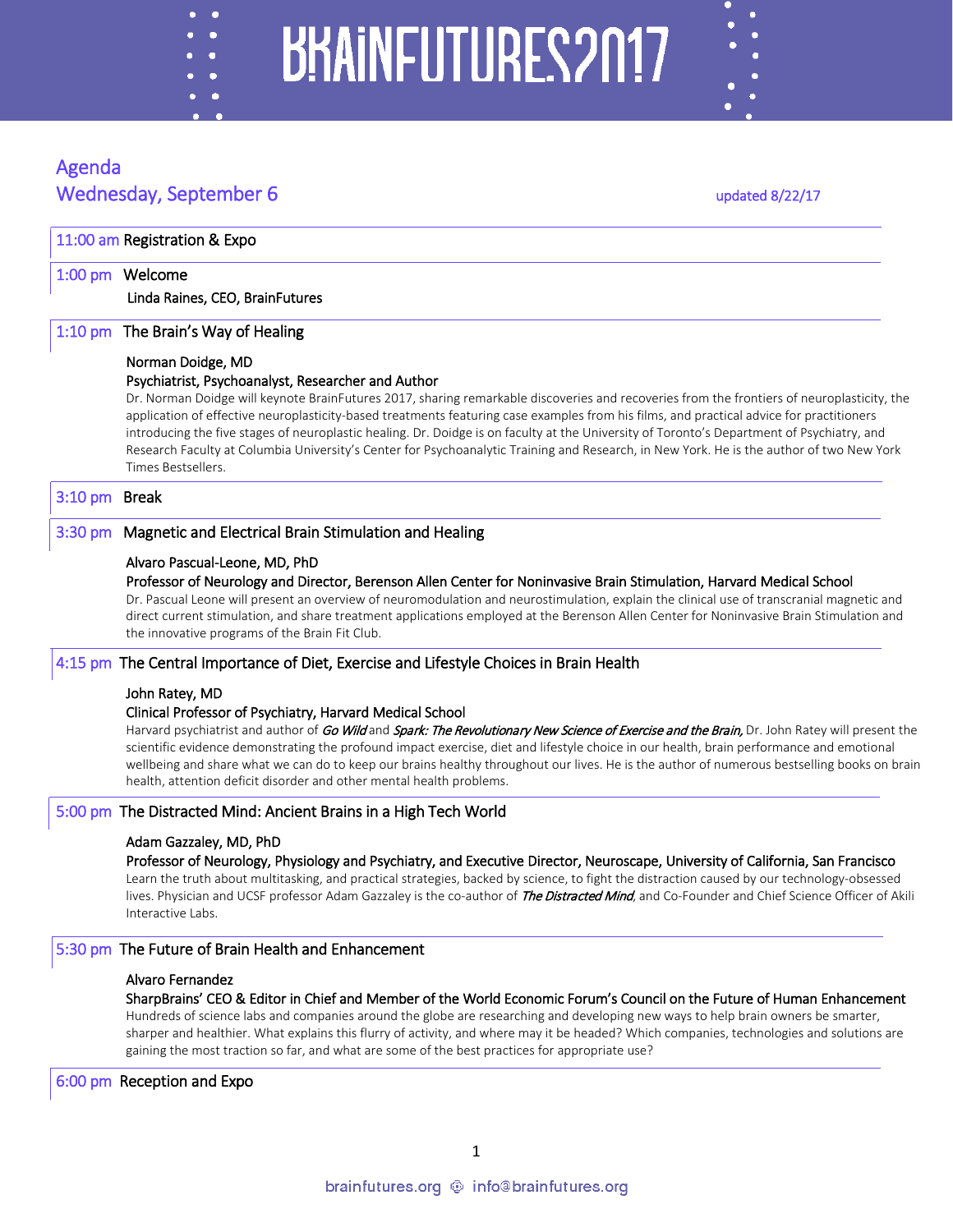# BRAINFUTURES2017

## Agenda
## Wednesday, September 6

updated 8/22/17

---

**11:00 am** Registration & Expo

---

**1:00 pm** Welcome

Linda Raines, CEO, BrainFutures

---

**1:10 pm** The Brain's Way of Healing

Norman Doidge, MD
Psychiatrist, Psychoanalyst, Researcher and Author

Dr. Norman Doidge will keynote BrainFutures 2017, sharing remarkable discoveries and recoveries from the frontiers of neuroplasticity, the application of effective neuroplasticity-based treatments featuring case examples from his films, and practical advice for practitioners introducing the five stages of neuroplastic healing. Dr. Doidge is on faculty at the University of Toronto's Department of Psychiatry, and Research Faculty at Columbia University's Center for Psychoanalytic Training and Research, in New York. He is the author of two New York Times Bestsellers.

---

**3:10 pm** Break

---

**3:30 pm** Magnetic and Electrical Brain Stimulation and Healing

Alvaro Pascual-Leone, MD, PhD
Professor of Neurology and Director, Berenson Allen Center for Noninvasive Brain Stimulation, Harvard Medical School

Dr. Pascual Leone will present an overview of neuromodulation and neurostimulation, explain the clinical use of transcranial magnetic and direct current stimulation, and share treatment applications employed at the Berenson Allen Center for Noninvasive Brain Stimulation and the innovative programs of the Brain Fit Club.

---

**4:15 pm** The Central Importance of Diet, Exercise and Lifestyle Choices in Brain Health

John Ratey, MD
Clinical Professor of Psychiatry, Harvard Medical School

Harvard psychiatrist and author of *Go Wild* and *Spark: The Revolutionary New Science of Exercise and the Brain,* Dr. John Ratey will present the scientific evidence demonstrating the profound impact exercise, diet and lifestyle choice in our health, brain performance and emotional wellbeing and share what we can do to keep our brains healthy throughout our lives. He is the author of numerous bestselling books on brain health, attention deficit disorder and other mental health problems.

---

**5:00 pm** The Distracted Mind: Ancient Brains in a High Tech World

Adam Gazzaley, MD, PhD
Professor of Neurology, Physiology and Psychiatry, and Executive Director, Neuroscape, University of California, San Francisco

Learn the truth about multitasking, and practical strategies, backed by science, to fight the distraction caused by our technology-obsessed lives. Physician and UCSF professor Adam Gazzaley is the co-author of *The Distracted Mind*, and Co-Founder and Chief Science Officer of Akili Interactive Labs.

---

**5:30 pm** The Future of Brain Health and Enhancement

Alvaro Fernandez
SharpBrains' CEO & Editor in Chief and Member of the World Economic Forum's Council on the Future of Human Enhancement

Hundreds of science labs and companies around the globe are researching and developing new ways to help brain owners be smarter, sharper and healthier. What explains this flurry of activity, and where may it be headed? Which companies, technologies and solutions are gaining the most traction so far, and what are some of the best practices for appropriate use?

---

**6:00 pm** Reception and Expo

brainfutures.org · info@brainfutures.org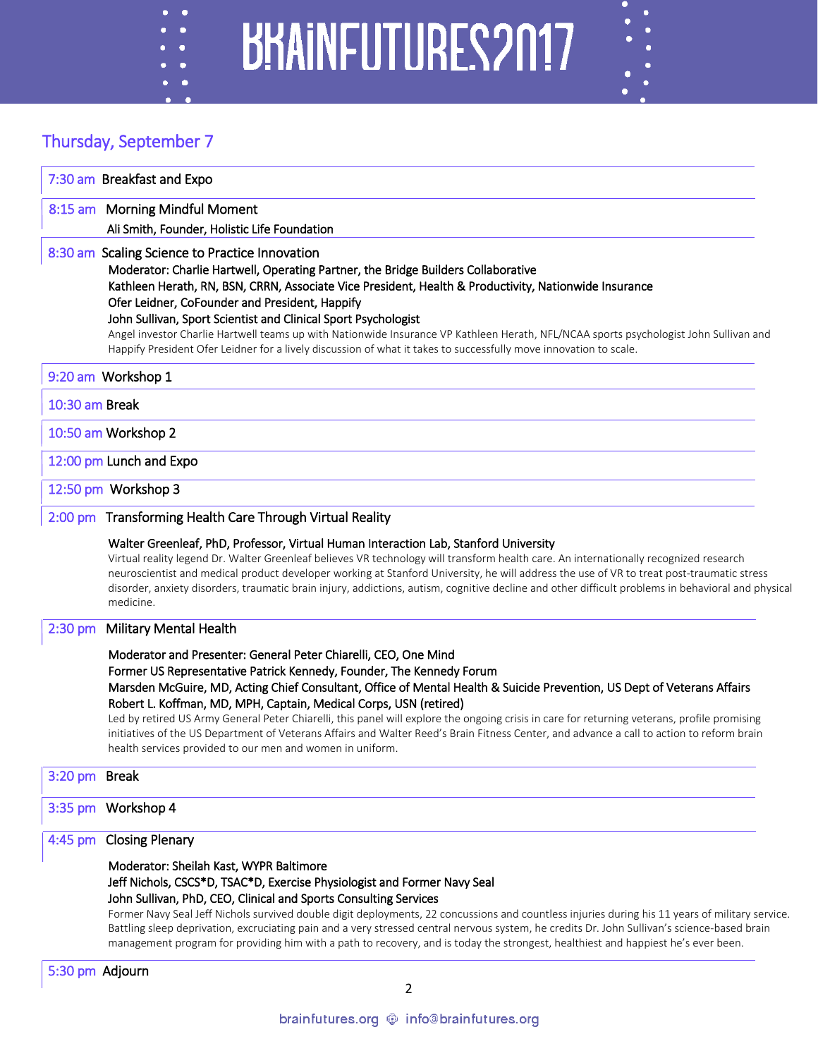## Thursday, September 7

**7:30 am** Breakfast and Expo

**8:15 am** Morning Mindful Moment

Ali Smith, Founder, Holistic Life Foundation

**8:30 am** Scaling Science to Practice Innovation

Moderator: Charlie Hartwell, Operating Partner, the Bridge Builders Collaborative
Kathleen Herath, RN, BSN, CRRN, Associate Vice President, Health & Productivity, Nationwide Insurance
Ofer Leidner, CoFounder and President, Happify
John Sullivan, Sport Scientist and Clinical Sport Psychologist

Angel investor Charlie Hartwell teams up with Nationwide Insurance VP Kathleen Herath, NFL/NCAA sports psychologist John Sullivan and Happify President Ofer Leidner for a lively discussion of what it takes to successfully move innovation to scale.

**9:20 am** Workshop 1

**10:30 am** Break

**10:50 am** Workshop 2

**12:00 pm** Lunch and Expo

**12:50 pm** Workshop 3

**2:00 pm** Transforming Health Care Through Virtual Reality

Walter Greenleaf, PhD, Professor, Virtual Human Interaction Lab, Stanford University

Virtual reality legend Dr. Walter Greenleaf believes VR technology will transform health care. An internationally recognized research neuroscientist and medical product developer working at Stanford University, he will address the use of VR to treat post-traumatic stress disorder, anxiety disorders, traumatic brain injury, addictions, autism, cognitive decline and other difficult problems in behavioral and physical medicine.

**2:30 pm** Military Mental Health

Moderator and Presenter: General Peter Chiarelli, CEO, One Mind
Former US Representative Patrick Kennedy, Founder, The Kennedy Forum
Marsden McGuire, MD, Acting Chief Consultant, Office of Mental Health & Suicide Prevention, US Dept of Veterans Affairs
Robert L. Koffman, MD, MPH, Captain, Medical Corps, USN (retired)

Led by retired US Army General Peter Chiarelli, this panel will explore the ongoing crisis in care for returning veterans, profile promising initiatives of the US Department of Veterans Affairs and Walter Reed's Brain Fitness Center, and advance a call to action to reform brain health services provided to our men and women in uniform.

**3:20 pm** Break

**3:35 pm** Workshop 4

**4:45 pm** Closing Plenary

Moderator: Sheilah Kast, WYPR Baltimore
Jeff Nichols, CSCS*D, TSAC*D, Exercise Physiologist and Former Navy Seal
John Sullivan, PhD, CEO, Clinical and Sports Consulting Services

Former Navy Seal Jeff Nichols survived double digit deployments, 22 concussions and countless injuries during his 11 years of military service. Battling sleep deprivation, excruciating pain and a very stressed central nervous system, he credits Dr. John Sullivan's science-based brain management program for providing him with a path to recovery, and is today the strongest, healthiest and happiest he's ever been.

**5:30 pm** Adjourn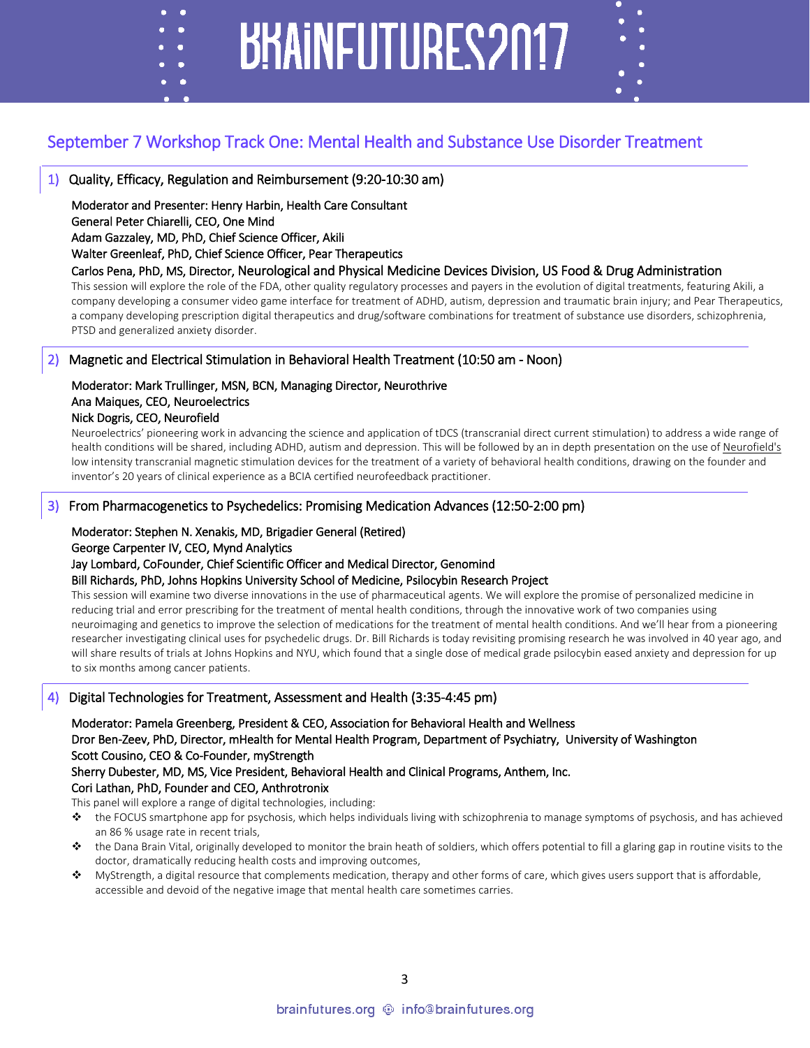## September 7 Workshop Track One: Mental Health and Substance Use Disorder Treatment

### 1) Quality, Efficacy, Regulation and Reimbursement (9:20-10:30 am)

Moderator and Presenter: Henry Harbin, Health Care Consultant
General Peter Chiarelli, CEO, One Mind
Adam Gazzaley, MD, PhD, Chief Science Officer, Akili
Walter Greenleaf, PhD, Chief Science Officer, Pear Therapeutics
Carlos Pena, PhD, MS, Director, Neurological and Physical Medicine Devices Division, US Food & Drug Administration

This session will explore the role of the FDA, other quality regulatory processes and payers in the evolution of digital treatments, featuring Akili, a company developing a consumer video game interface for treatment of ADHD, autism, depression and traumatic brain injury; and Pear Therapeutics, a company developing prescription digital therapeutics and drug/software combinations for treatment of substance use disorders, schizophrenia, PTSD and generalized anxiety disorder.

### 2) Magnetic and Electrical Stimulation in Behavioral Health Treatment (10:50 am - Noon)

Moderator: Mark Trullinger, MSN, BCN, Managing Director, Neurothrive
Ana Maiques, CEO, Neuroelectrics
Nick Dogris, CEO, Neurofield

Neuroelectrics' pioneering work in advancing the science and application of tDCS (transcranial direct current stimulation) to address a wide range of health conditions will be shared, including ADHD, autism and depression. This will be followed by an in depth presentation on the use of Neurofield's low intensity transcranial magnetic stimulation devices for the treatment of a variety of behavioral health conditions, drawing on the founder and inventor's 20 years of clinical experience as a BCIA certified neurofeedback practitioner.

### 3) From Pharmacogenetics to Psychedelics: Promising Medication Advances (12:50-2:00 pm)

Moderator: Stephen N. Xenakis, MD, Brigadier General (Retired)
George Carpenter IV, CEO, Mynd Analytics
Jay Lombard, CoFounder, Chief Scientific Officer and Medical Director, Genomind
Bill Richards, PhD, Johns Hopkins University School of Medicine, Psilocybin Research Project

This session will examine two diverse innovations in the use of pharmaceutical agents. We will explore the promise of personalized medicine in reducing trial and error prescribing for the treatment of mental health conditions, through the innovative work of two companies using neuroimaging and genetics to improve the selection of medications for the treatment of mental health conditions. And we'll hear from a pioneering researcher investigating clinical uses for psychedelic drugs. Dr. Bill Richards is today revisiting promising research he was involved in 40 year ago, and will share results of trials at Johns Hopkins and NYU, which found that a single dose of medical grade psilocybin eased anxiety and depression for up to six months among cancer patients.

### 4) Digital Technologies for Treatment, Assessment and Health (3:35-4:45 pm)

Moderator: Pamela Greenberg, President & CEO, Association for Behavioral Health and Wellness
Dror Ben-Zeev, PhD, Director, mHealth for Mental Health Program, Department of Psychiatry, University of Washington
Scott Cousino, CEO & Co-Founder, myStrength
Sherry Dubester, MD, MS, Vice President, Behavioral Health and Clinical Programs, Anthem, Inc.
Cori Lathan, PhD, Founder and CEO, Anthrotronix

This panel will explore a range of digital technologies, including:

- the FOCUS smartphone app for psychosis, which helps individuals living with schizophrenia to manage symptoms of psychosis, and has achieved an 86 % usage rate in recent trials,
- the Dana Brain Vital, originally developed to monitor the brain heath of soldiers, which offers potential to fill a glaring gap in routine visits to the doctor, dramatically reducing health costs and improving outcomes,
- MyStrength, a digital resource that complements medication, therapy and other forms of care, which gives users support that is affordable, accessible and devoid of the negative image that mental health care sometimes carries.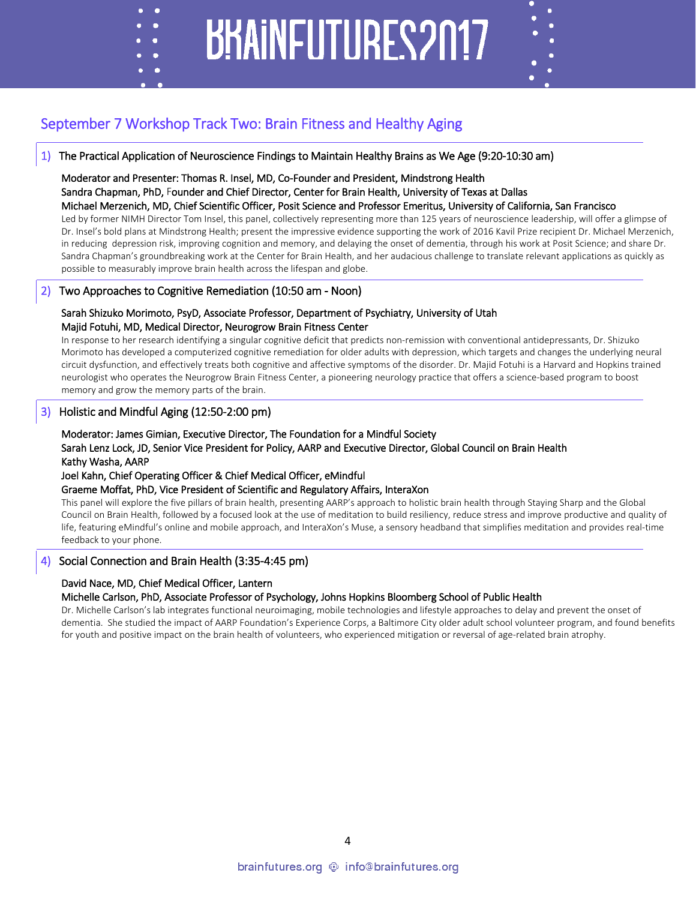## September 7 Workshop Track Two: Brain Fitness and Healthy Aging

### 1) The Practical Application of Neuroscience Findings to Maintain Healthy Brains as We Age (9:20-10:30 am)

**Moderator and Presenter: Thomas R. Insel, MD, Co-Founder and President, Mindstrong Health**
**Sandra Chapman, PhD, Founder and Chief Director, Center for Brain Health, University of Texas at Dallas**
**Michael Merzenich, MD, Chief Scientific Officer, Posit Science and Professor Emeritus, University of California, San Francisco**

Led by former NIMH Director Tom Insel, this panel, collectively representing more than 125 years of neuroscience leadership, will offer a glimpse of Dr. Insel's bold plans at Mindstrong Health; present the impressive evidence supporting the work of 2016 Kavil Prize recipient Dr. Michael Merzenich, in reducing depression risk, improving cognition and memory, and delaying the onset of dementia, through his work at Posit Science; and share Dr. Sandra Chapman's groundbreaking work at the Center for Brain Health, and her audacious challenge to translate relevant applications as quickly as possible to measurably improve brain health across the lifespan and globe.

### 2) Two Approaches to Cognitive Remediation (10:50 am - Noon)

**Sarah Shizuko Morimoto, PsyD, Associate Professor, Department of Psychiatry, University of Utah**
**Majid Fotuhi, MD, Medical Director, Neurogrow Brain Fitness Center**

In response to her research identifying a singular cognitive deficit that predicts non-remission with conventional antidepressants, Dr. Shizuko Morimoto has developed a computerized cognitive remediation for older adults with depression, which targets and changes the underlying neural circuit dysfunction, and effectively treats both cognitive and affective symptoms of the disorder. Dr. Majid Fotuhi is a Harvard and Hopkins trained neurologist who operates the Neurogrow Brain Fitness Center, a pioneering neurology practice that offers a science-based program to boost memory and grow the memory parts of the brain.

### 3) Holistic and Mindful Aging (12:50-2:00 pm)

**Moderator: James Gimian, Executive Director, The Foundation for a Mindful Society**
**Sarah Lenz Lock, JD, Senior Vice President for Policy, AARP and Executive Director, Global Council on Brain Health**
**Kathy Washa, AARP**
**Joel Kahn, Chief Operating Officer & Chief Medical Officer, eMindful**
**Graeme Moffat, PhD, Vice President of Scientific and Regulatory Affairs, InteraXon**

This panel will explore the five pillars of brain health, presenting AARP's approach to holistic brain health through Staying Sharp and the Global Council on Brain Health, followed by a focused look at the use of meditation to build resiliency, reduce stress and improve productive and quality of life, featuring eMindful's online and mobile approach, and InteraXon's Muse, a sensory headband that simplifies meditation and provides real-time feedback to your phone.

### 4) Social Connection and Brain Health (3:35-4:45 pm)

**David Nace, MD, Chief Medical Officer, Lantern**
**Michelle Carlson, PhD, Associate Professor of Psychology, Johns Hopkins Bloomberg School of Public Health**

Dr. Michelle Carlson's lab integrates functional neuroimaging, mobile technologies and lifestyle approaches to delay and prevent the onset of dementia. She studied the impact of AARP Foundation's Experience Corps, a Baltimore City older adult school volunteer program, and found benefits for youth and positive impact on the brain health of volunteers, who experienced mitigation or reversal of age-related brain atrophy.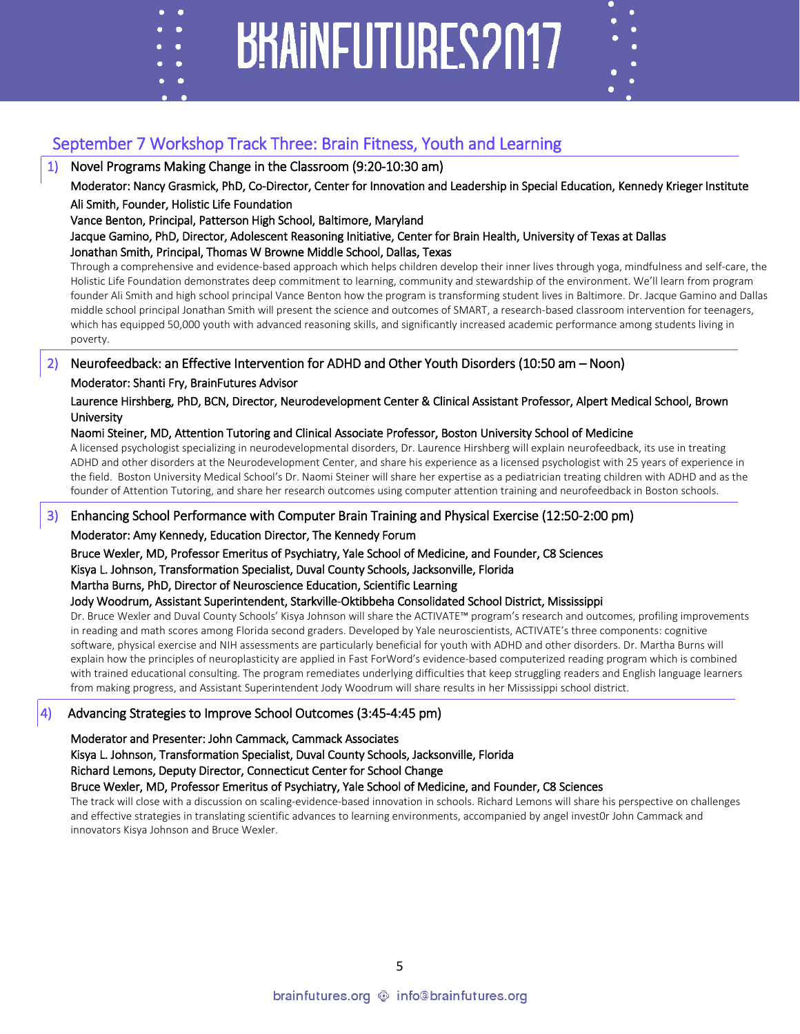## September 7 Workshop Track Three: Brain Fitness, Youth and Learning

### 1) Novel Programs Making Change in the Classroom (9:20-10:30 am)

Moderator: Nancy Grasmick, PhD, Co-Director, Center for Innovation and Leadership in Special Education, Kennedy Krieger Institute

Ali Smith, Founder, Holistic Life Foundation

Vance Benton, Principal, Patterson High School, Baltimore, Maryland

Jacque Gamino, PhD, Director, Adolescent Reasoning Initiative, Center for Brain Health, University of Texas at Dallas

Jonathan Smith, Principal, Thomas W Browne Middle School, Dallas, Texas

Through a comprehensive and evidence-based approach which helps children develop their inner lives through yoga, mindfulness and self-care, the Holistic Life Foundation demonstrates deep commitment to learning, community and stewardship of the environment. We'll learn from program founder Ali Smith and high school principal Vance Benton how the program is transforming student lives in Baltimore. Dr. Jacque Gamino and Dallas middle school principal Jonathan Smith will present the science and outcomes of SMART, a research-based classroom intervention for teenagers, which has equipped 50,000 youth with advanced reasoning skills, and significantly increased academic performance among students living in poverty.

### 2) Neurofeedback: an Effective Intervention for ADHD and Other Youth Disorders (10:50 am – Noon)

Moderator: Shanti Fry, BrainFutures Advisor

Laurence Hirshberg, PhD, BCN, Director, Neurodevelopment Center & Clinical Assistant Professor, Alpert Medical School, Brown University

Naomi Steiner, MD, Attention Tutoring and Clinical Associate Professor, Boston University School of Medicine

A licensed psychologist specializing in neurodevelopmental disorders, Dr. Laurence Hirshberg will explain neurofeedback, its use in treating ADHD and other disorders at the Neurodevelopment Center, and share his experience as a licensed psychologist with 25 years of experience in the field. Boston University Medical School's Dr. Naomi Steiner will share her expertise as a pediatrician treating children with ADHD and as the founder of Attention Tutoring, and share her research outcomes using computer attention training and neurofeedback in Boston schools.

### 3) Enhancing School Performance with Computer Brain Training and Physical Exercise (12:50-2:00 pm)

Moderator: Amy Kennedy, Education Director, The Kennedy Forum

Bruce Wexler, MD, Professor Emeritus of Psychiatry, Yale School of Medicine, and Founder, C8 Sciences

Kisya L. Johnson, Transformation Specialist, Duval County Schools, Jacksonville, Florida

Martha Burns, PhD, Director of Neuroscience Education, Scientific Learning

Jody Woodrum, Assistant Superintendent, Starkville-Oktibbeha Consolidated School District, Mississippi

Dr. Bruce Wexler and Duval County Schools' Kisya Johnson will share the ACTIVATE™ program's research and outcomes, profiling improvements in reading and math scores among Florida second graders. Developed by Yale neuroscientists, ACTIVATE's three components: cognitive software, physical exercise and NIH assessments are particularly beneficial for youth with ADHD and other disorders. Dr. Martha Burns will explain how the principles of neuroplasticity are applied in Fast ForWord's evidence-based computerized reading program which is combined with trained educational consulting. The program remediates underlying difficulties that keep struggling readers and English language learners from making progress, and Assistant Superintendent Jody Woodrum will share results in her Mississippi school district.

### 4) Advancing Strategies to Improve School Outcomes (3:45-4:45 pm)

Moderator and Presenter: John Cammack, Cammack Associates

Kisya L. Johnson, Transformation Specialist, Duval County Schools, Jacksonville, Florida

Richard Lemons, Deputy Director, Connecticut Center for School Change

Bruce Wexler, MD, Professor Emeritus of Psychiatry, Yale School of Medicine, and Founder, C8 Sciences

The track will close with a discussion on scaling-evidence-based innovation in schools. Richard Lemons will share his perspective on challenges and effective strategies in translating scientific advances to learning environments, accompanied by angel invest0r John Cammack and innovators Kisya Johnson and Bruce Wexler.